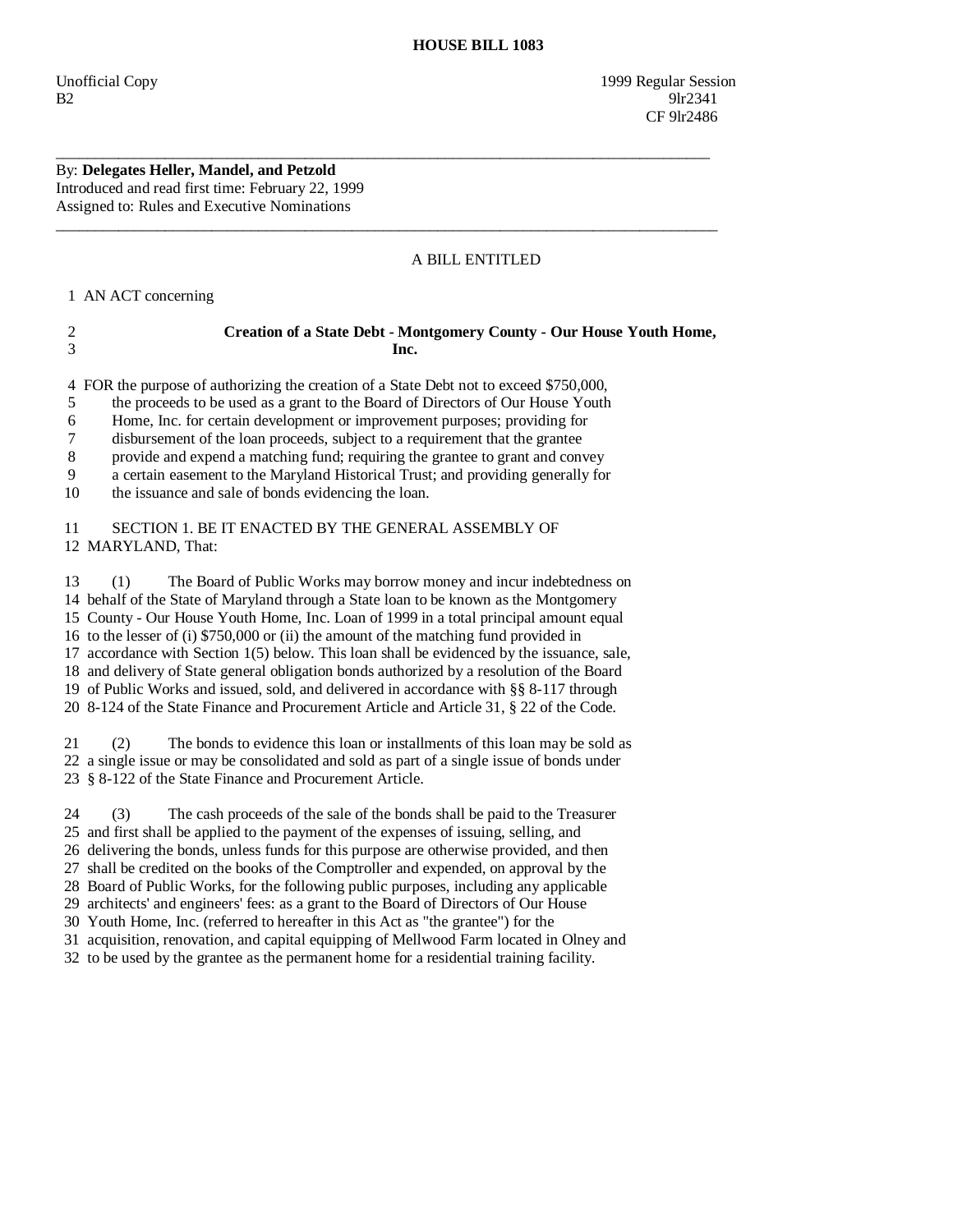# HOUSE BILL 1083

Unofficial Copy 1999 Regular Session
B2 9lr2341
CF 9lr2486

---

By: **Delegates Heller, Mandel, and Petzold**
Introduced and read first time: February 22, 1999
Assigned to: Rules and Executive Nominations

---

A BILL ENTITLED

1 AN ACT concerning

2 **Creation of a State Debt - Montgomery County - Our House Youth Home,**
3 **Inc.**

4 FOR the purpose of authorizing the creation of a State Debt not to exceed $750,000,
5 the proceeds to be used as a grant to the Board of Directors of Our House Youth
6 Home, Inc. for certain development or improvement purposes; providing for
7 disbursement of the loan proceeds, subject to a requirement that the grantee
8 provide and expend a matching fund; requiring the grantee to grant and convey
9 a certain easement to the Maryland Historical Trust; and providing generally for
10 the issuance and sale of bonds evidencing the loan.

11 SECTION 1. BE IT ENACTED BY THE GENERAL ASSEMBLY OF
12 MARYLAND, That:

13 (1) The Board of Public Works may borrow money and incur indebtedness on
14 behalf of the State of Maryland through a State loan to be known as the Montgomery
15 County - Our House Youth Home, Inc. Loan of 1999 in a total principal amount equal
16 to the lesser of (i) $750,000 or (ii) the amount of the matching fund provided in
17 accordance with Section 1(5) below. This loan shall be evidenced by the issuance, sale,
18 and delivery of State general obligation bonds authorized by a resolution of the Board
19 of Public Works and issued, sold, and delivered in accordance with §§ 8-117 through
20 8-124 of the State Finance and Procurement Article and Article 31, § 22 of the Code.

21 (2) The bonds to evidence this loan or installments of this loan may be sold as
22 a single issue or may be consolidated and sold as part of a single issue of bonds under
23 § 8-122 of the State Finance and Procurement Article.

24 (3) The cash proceeds of the sale of the bonds shall be paid to the Treasurer
25 and first shall be applied to the payment of the expenses of issuing, selling, and
26 delivering the bonds, unless funds for this purpose are otherwise provided, and then
27 shall be credited on the books of the Comptroller and expended, on approval by the
28 Board of Public Works, for the following public purposes, including any applicable
29 architects' and engineers' fees: as a grant to the Board of Directors of Our House
30 Youth Home, Inc. (referred to hereafter in this Act as "the grantee") for the
31 acquisition, renovation, and capital equipping of Mellwood Farm located in Olney and
32 to be used by the grantee as the permanent home for a residential training facility.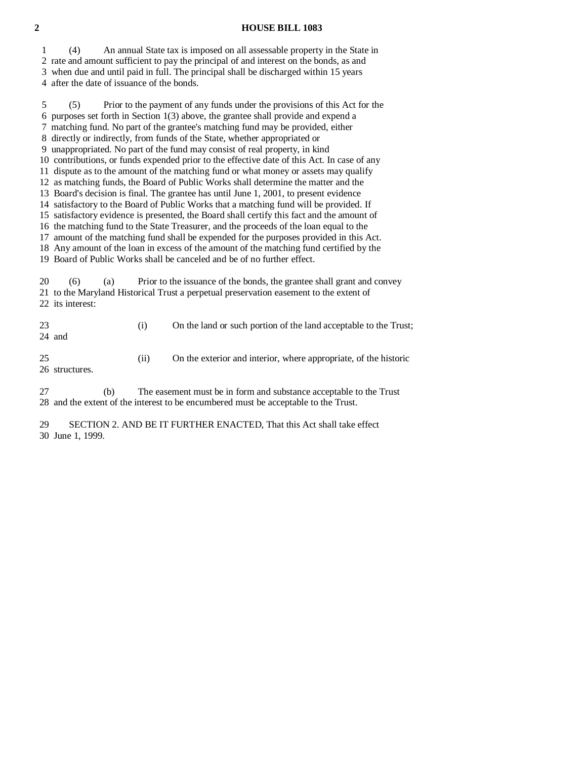(4) An annual State tax is imposed on all assessable property in the State in rate and amount sufficient to pay the principal of and interest on the bonds, as and when due and until paid in full. The principal shall be discharged within 15 years after the date of issuance of the bonds.

(5) Prior to the payment of any funds under the provisions of this Act for the purposes set forth in Section 1(3) above, the grantee shall provide and expend a matching fund. No part of the grantee's matching fund may be provided, either directly or indirectly, from funds of the State, whether appropriated or unappropriated. No part of the fund may consist of real property, in kind contributions, or funds expended prior to the effective date of this Act. In case of any dispute as to the amount of the matching fund or what money or assets may qualify as matching funds, the Board of Public Works shall determine the matter and the Board's decision is final. The grantee has until June 1, 2001, to present evidence satisfactory to the Board of Public Works that a matching fund will be provided. If satisfactory evidence is presented, the Board shall certify this fact and the amount of the matching fund to the State Treasurer, and the proceeds of the loan equal to the amount of the matching fund shall be expended for the purposes provided in this Act. Any amount of the loan in excess of the amount of the matching fund certified by the Board of Public Works shall be canceled and be of no further effect.

(6) (a) Prior to the issuance of the bonds, the grantee shall grant and convey to the Maryland Historical Trust a perpetual preservation easement to the extent of its interest:

(i) On the land or such portion of the land acceptable to the Trust; and

(ii) On the exterior and interior, where appropriate, of the historic structures.

(b) The easement must be in form and substance acceptable to the Trust and the extent of the interest to be encumbered must be acceptable to the Trust.

SECTION 2. AND BE IT FURTHER ENACTED, That this Act shall take effect June 1, 1999.